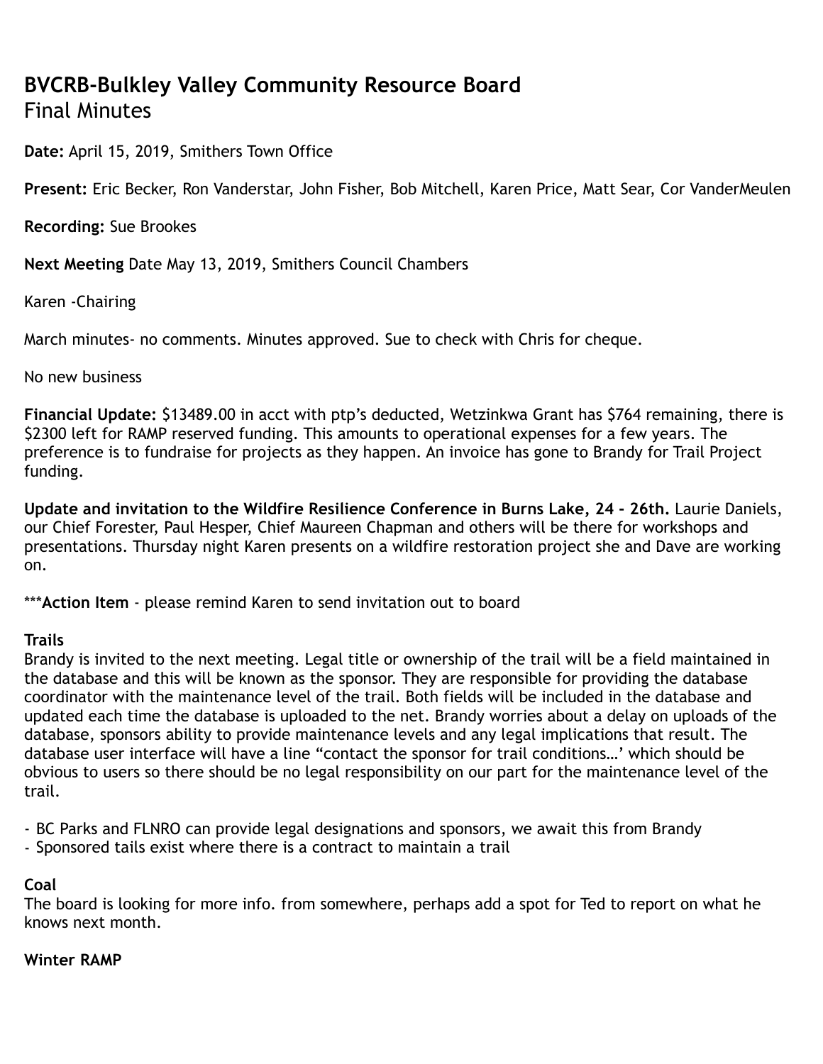# BVCRB-Bulkley Valley Community Resource Board

Final Minutes

**Date:** April 15, 2019, Smithers Town Office

**Present:** Eric Becker, Ron Vanderstar, John Fisher, Bob Mitchell, Karen Price, Matt Sear, Cor VanderMeulen

**Recording:** Sue Brookes

**Next Meeting** Date May 13, 2019, Smithers Council Chambers

Karen -Chairing

March minutes- no comments. Minutes approved. Sue to check with Chris for cheque.

No new business

**Financial Update:** $13489.00 in acct with ptp's deducted, Wetzinkwa Grant has $764 remaining, there is $2300 left for RAMP reserved funding. This amounts to operational expenses for a few years. The preference is to fundraise for projects as they happen. An invoice has gone to Brandy for Trail Project funding.

**Update and invitation to the Wildfire Resilience Conference in Burns Lake, 24 - 26th.** Laurie Daniels, our Chief Forester, Paul Hesper, Chief Maureen Chapman and others will be there for workshops and presentations. Thursday night Karen presents on a wildfire restoration project she and Dave are working on.

***​**Action Item** - please remind Karen to send invitation out to board

**Trails**

Brandy is invited to the next meeting. Legal title or ownership of the trail will be a field maintained in the database and this will be known as the sponsor. They are responsible for providing the database coordinator with the maintenance level of the trail. Both fields will be included in the database and updated each time the database is uploaded to the net. Brandy worries about a delay on uploads of the database, sponsors ability to provide maintenance levels and any legal implications that result. The database user interface will have a line "contact the sponsor for trail conditions…' which should be obvious to users so there should be no legal responsibility on our part for the maintenance level of the trail.

- BC Parks and FLNRO can provide legal designations and sponsors, we await this from Brandy
- Sponsored tails exist where there is a contract to maintain a trail

**Coal**

The board is looking for more info. from somewhere, perhaps add a spot for Ted to report on what he knows next month.

**Winter RAMP**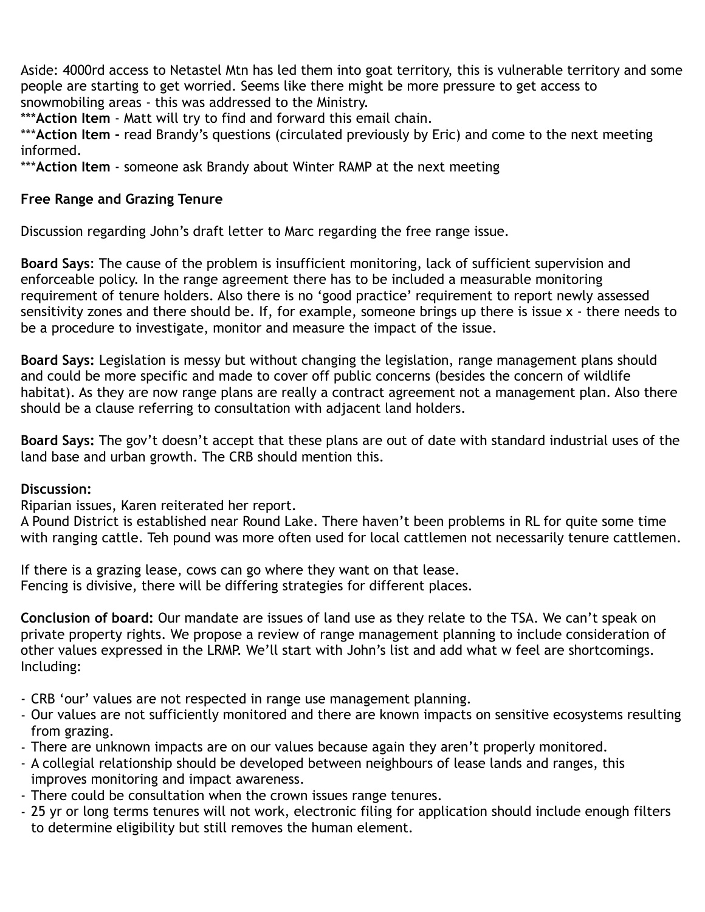Aside: 4000rd access to Netastel Mtn has led them into goat territory, this is vulnerable territory and some people are starting to get worried. Seems like there might be more pressure to get access to snowmobiling areas - this was addressed to the Ministry.

***Action Item** - Matt will try to find and forward this email chain.

***Action Item -** read Brandy's questions (circulated previously by Eric) and come to the next meeting informed.

***Action Item** - someone ask Brandy about Winter RAMP at the next meeting

**Free Range and Grazing Tenure**

Discussion regarding John's draft letter to Marc regarding the free range issue.

**Board Says**: The cause of the problem is insufficient monitoring, lack of sufficient supervision and enforceable policy. In the range agreement there has to be included a measurable monitoring requirement of tenure holders. Also there is no 'good practice' requirement to report newly assessed sensitivity zones and there should be. If, for example, someone brings up there is issue x - there needs to be a procedure to investigate, monitor and measure the impact of the issue.

**Board Says:** Legislation is messy but without changing the legislation, range management plans should and could be more specific and made to cover off public concerns (besides the concern of wildlife habitat). As they are now range plans are really a contract agreement not a management plan. Also there should be a clause referring to consultation with adjacent land holders.

**Board Says:** The gov't doesn't accept that these plans are out of date with standard industrial uses of the land base and urban growth. The CRB should mention this.

**Discussion:**

Riparian issues, Karen reiterated her report.

A Pound District is established near Round Lake. There haven't been problems in RL for quite some time with ranging cattle. Teh pound was more often used for local cattlemen not necessarily tenure cattlemen.

If there is a grazing lease, cows can go where they want on that lease.

Fencing is divisive, there will be differing strategies for different places.

**Conclusion of board:** Our mandate are issues of land use as they relate to the TSA. We can't speak on private property rights. We propose a review of range management planning to include consideration of other values expressed in the LRMP. We'll start with John's list and add what w feel are shortcomings. Including:

- CRB 'our' values are not respected in range use management planning.
- Our values are not sufficiently monitored and there are known impacts on sensitive ecosystems resulting from grazing.
- There are unknown impacts are on our values because again they aren't properly monitored.
- A collegial relationship should be developed between neighbours of lease lands and ranges, this improves monitoring and impact awareness.
- There could be consultation when the crown issues range tenures.
- 25 yr or long terms tenures will not work, electronic filing for application should include enough filters to determine eligibility but still removes the human element.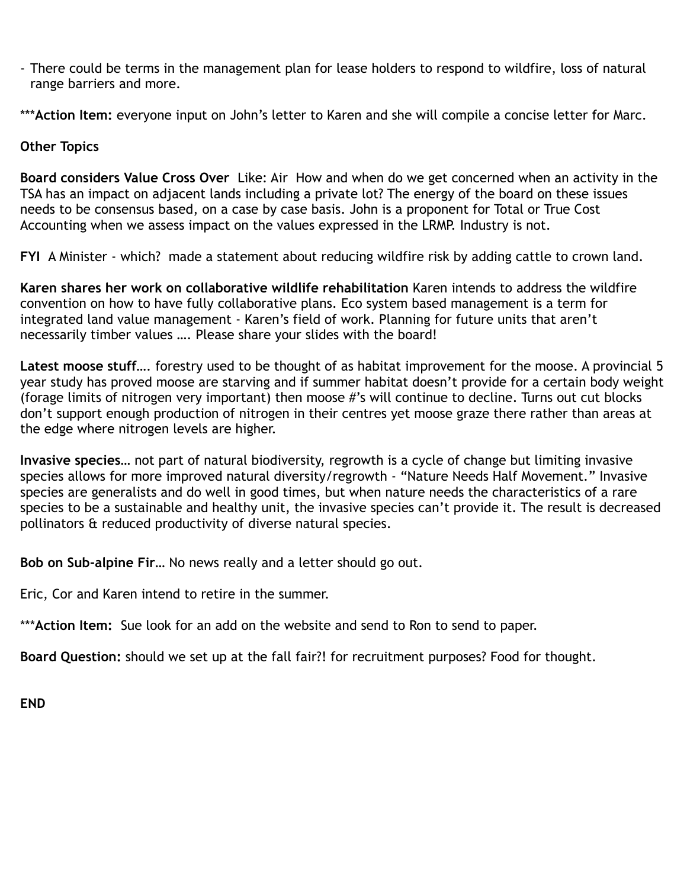- There could be terms in the management plan for lease holders to respond to wildfire, loss of natural range barriers and more.

***Action Item:** everyone input on John's letter to Karen and she will compile a concise letter for Marc.

**Other Topics**

**Board considers Value Cross Over** Like: Air How and when do we get concerned when an activity in the TSA has an impact on adjacent lands including a private lot? The energy of the board on these issues needs to be consensus based, on a case by case basis. John is a proponent for Total or True Cost Accounting when we assess impact on the values expressed in the LRMP. Industry is not.

**FYI** A Minister - which? made a statement about reducing wildfire risk by adding cattle to crown land.

**Karen shares her work on collaborative wildlife rehabilitation** Karen intends to address the wildfire convention on how to have fully collaborative plans. Eco system based management is a term for integrated land value management - Karen's field of work. Planning for future units that aren't necessarily timber values …. Please share your slides with the board!

**Latest moose stuff….** forestry used to be thought of as habitat improvement for the moose. A provincial 5 year study has proved moose are starving and if summer habitat doesn't provide for a certain body weight (forage limits of nitrogen very important) then moose #'s will continue to decline. Turns out cut blocks don't support enough production of nitrogen in their centres yet moose graze there rather than areas at the edge where nitrogen levels are higher.

**Invasive species…** not part of natural biodiversity, regrowth is a cycle of change but limiting invasive species allows for more improved natural diversity/regrowth - "Nature Needs Half Movement." Invasive species are generalists and do well in good times, but when nature needs the characteristics of a rare species to be a sustainable and healthy unit, the invasive species can't provide it. The result is decreased pollinators & reduced productivity of diverse natural species.

**Bob on Sub-alpine Fir…** No news really and a letter should go out.

Eric, Cor and Karen intend to retire in the summer.

***Action Item:** Sue look for an add on the website and send to Ron to send to paper.

**Board Question:** should we set up at the fall fair?! for recruitment purposes? Food for thought.

**END**